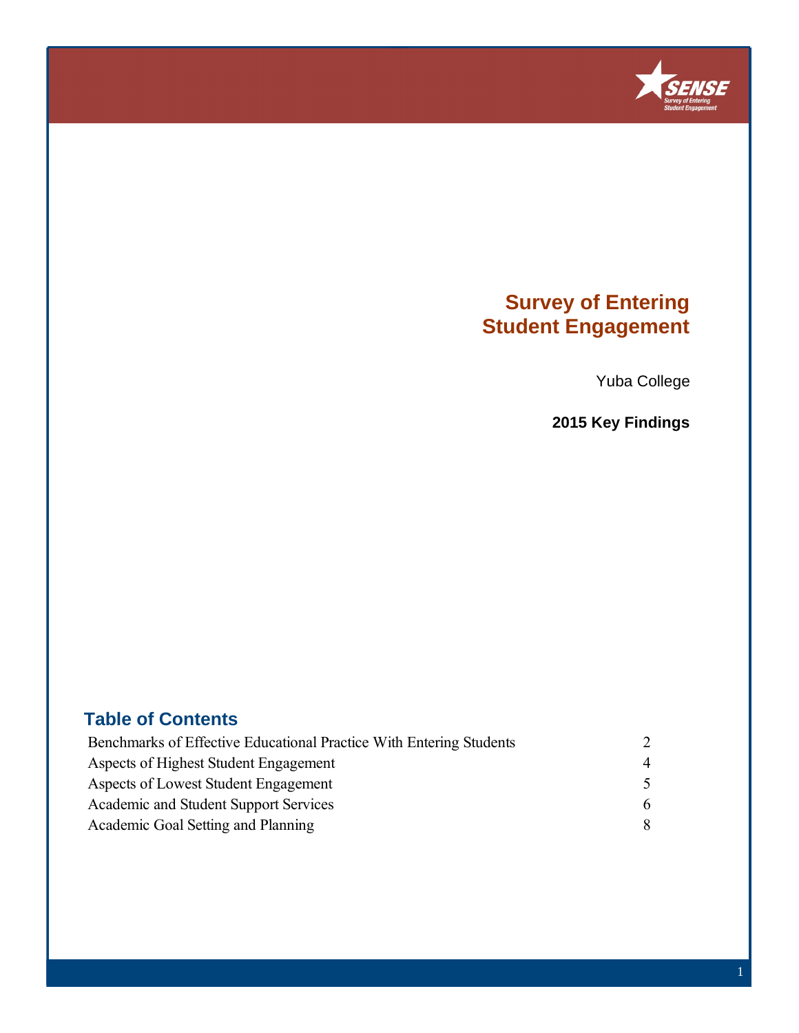# Survey of Entering Student Engagement

Yuba College

**2015 Key Findings**

## Table of Contents

| | |
|---|---|
| Benchmarks of Effective Educational Practice With Entering Students | 2 |
| Aspects of Highest Student Engagement | 4 |
| Aspects of Lowest Student Engagement | 5 |
| Academic and Student Support Services | 6 |
| Academic Goal Setting and Planning | 8 |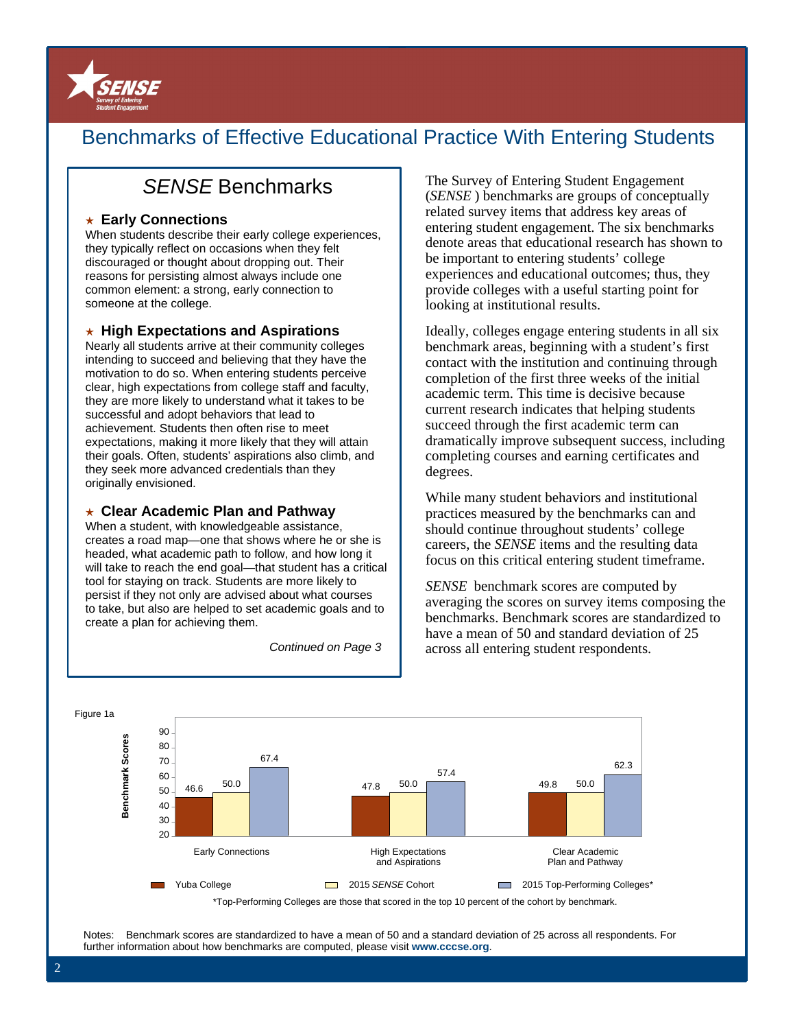# Benchmarks of Effective Educational Practice With Entering Students

## *SENSE* Benchmarks

### ★ Early Connections

When students describe their early college experiences, they typically reflect on occasions when they felt discouraged or thought about dropping out. Their reasons for persisting almost always include one common element: a strong, early connection to someone at the college.

### ★ High Expectations and Aspirations

Nearly all students arrive at their community colleges intending to succeed and believing that they have the motivation to do so. When entering students perceive clear, high expectations from college staff and faculty, they are more likely to understand what it takes to be successful and adopt behaviors that lead to achievement. Students then often rise to meet expectations, making it more likely that they will attain their goals. Often, students' aspirations also climb, and they seek more advanced credentials than they originally envisioned.

### ★ Clear Academic Plan and Pathway

When a student, with knowledgeable assistance, creates a road map—one that shows where he or she is headed, what academic path to follow, and how long it will take to reach the end goal—that student has a critical tool for staying on track. Students are more likely to persist if they not only are advised about what courses to take, but also are helped to set academic goals and to create a plan for achieving them.

*Continued on Page 3*

The Survey of Entering Student Engagement (*SENSE* ) benchmarks are groups of conceptually related survey items that address key areas of entering student engagement. The six benchmarks denote areas that educational research has shown to be important to entering students' college experiences and educational outcomes; thus, they provide colleges with a useful starting point for looking at institutional results.

Ideally, colleges engage entering students in all six benchmark areas, beginning with a student's first contact with the institution and continuing through completion of the first three weeks of the initial academic term. This time is decisive because current research indicates that helping students succeed through the first academic term can dramatically improve subsequent success, including completing courses and earning certificates and degrees.

While many student behaviors and institutional practices measured by the benchmarks can and should continue throughout students' college careers, the *SENSE* items and the resulting data focus on this critical entering student timeframe.

*SENSE* benchmark scores are computed by averaging the scores on survey items composing the benchmarks. Benchmark scores are standardized to have a mean of 50 and standard deviation of 25 across all entering student respondents.

Figure 1a

| Benchmark Scores | Yuba College | 2015 *SENSE* Cohort | 2015 Top-Performing Colleges* |
|---|---|---|---|
| Early Connections | 46.6 | 50.0 | 67.4 |
| High Expectations and Aspirations | 47.8 | 50.0 | 57.4 |
| Clear Academic Plan and Pathway | 49.8 | 50.0 | 62.3 |

*Top-Performing Colleges are those that scored in the top 10 percent of the cohort by benchmark.

Notes: Benchmark scores are standardized to have a mean of 50 and a standard deviation of 25 across all respondents. For further information about how benchmarks are computed, please visit **www.cccse.org**.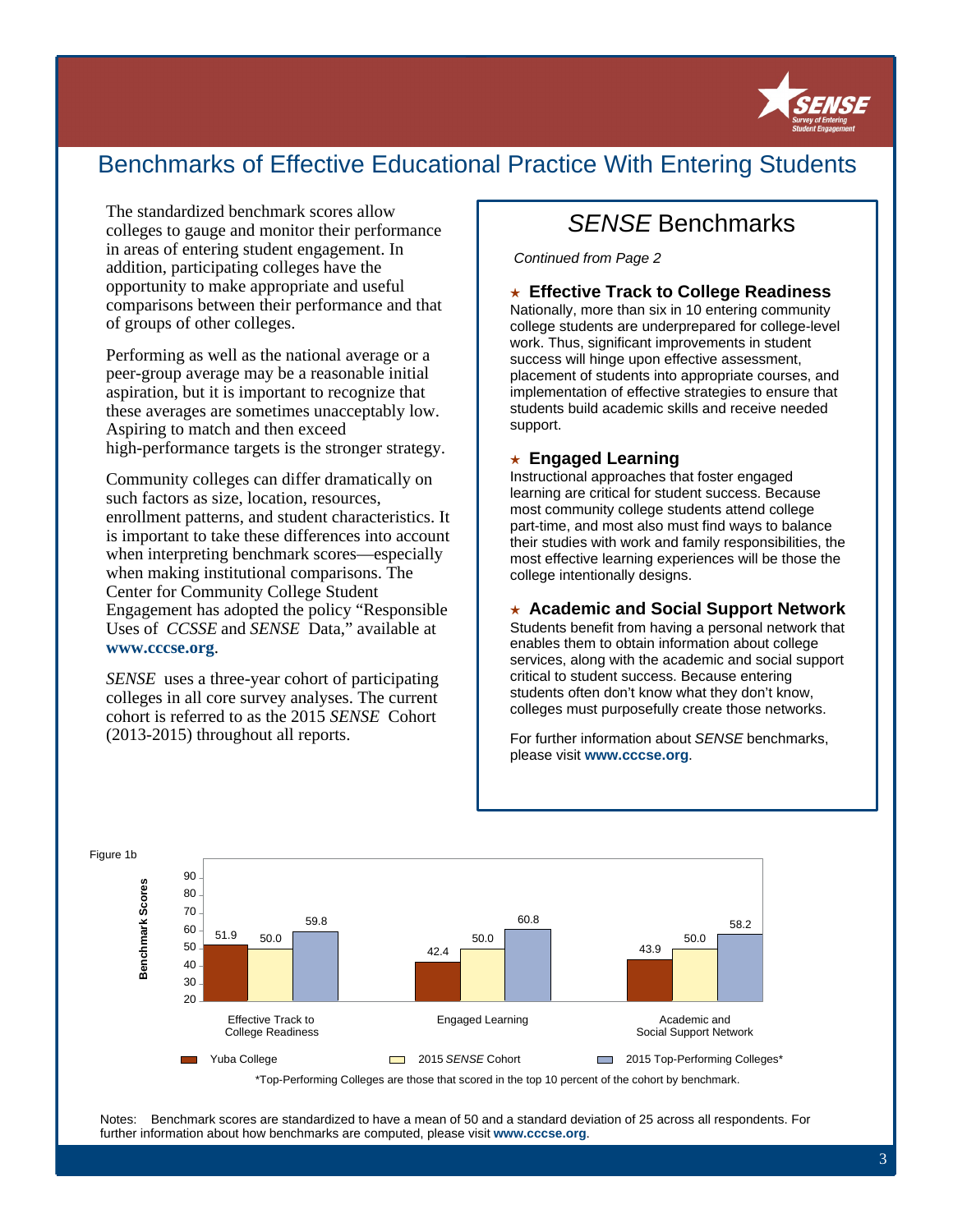# Benchmarks of Effective Educational Practice With Entering Students

The standardized benchmark scores allow colleges to gauge and monitor their performance in areas of entering student engagement. In addition, participating colleges have the opportunity to make appropriate and useful comparisons between their performance and that of groups of other colleges.

Performing as well as the national average or a peer-group average may be a reasonable initial aspiration, but it is important to recognize that these averages are sometimes unacceptably low. Aspiring to match and then exceed high-performance targets is the stronger strategy.

Community colleges can differ dramatically on such factors as size, location, resources, enrollment patterns, and student characteristics. It is important to take these differences into account when interpreting benchmark scores—especially when making institutional comparisons. The Center for Community College Student Engagement has adopted the policy "Responsible Uses of *CCSSE* and *SENSE* Data," available at **www.cccse.org**.

*SENSE* uses a three-year cohort of participating colleges in all core survey analyses. The current cohort is referred to as the 2015 *SENSE* Cohort (2013-2015) throughout all reports.

## *SENSE* Benchmarks

*Continued from Page 2*

### ★ Effective Track to College Readiness

Nationally, more than six in 10 entering community college students are underprepared for college-level work. Thus, significant improvements in student success will hinge upon effective assessment, placement of students into appropriate courses, and implementation of effective strategies to ensure that students build academic skills and receive needed support.

### ★ Engaged Learning

Instructional approaches that foster engaged learning are critical for student success. Because most community college students attend college part-time, and most also must find ways to balance their studies with work and family responsibilities, the most effective learning experiences will be those the college intentionally designs.

### ★ Academic and Social Support Network

Students benefit from having a personal network that enables them to obtain information about college services, along with the academic and social support critical to student success. Because entering students often don't know what they don't know, colleges must purposefully create those networks.

For further information about *SENSE* benchmarks, please visit **www.cccse.org**.

Figure 1b

| Benchmark Scores | Yuba College | 2015 *SENSE* Cohort | 2015 Top-Performing Colleges* |
|---|---|---|---|
| Effective Track to College Readiness | 51.9 | 50.0 | 59.8 |
| Engaged Learning | 42.4 | 50.0 | 60.8 |
| Academic and Social Support Network | 43.9 | 50.0 | 58.2 |

*Top-Performing Colleges are those that scored in the top 10 percent of the cohort by benchmark.

Notes: Benchmark scores are standardized to have a mean of 50 and a standard deviation of 25 across all respondents. For further information about how benchmarks are computed, please visit **www.cccse.org**.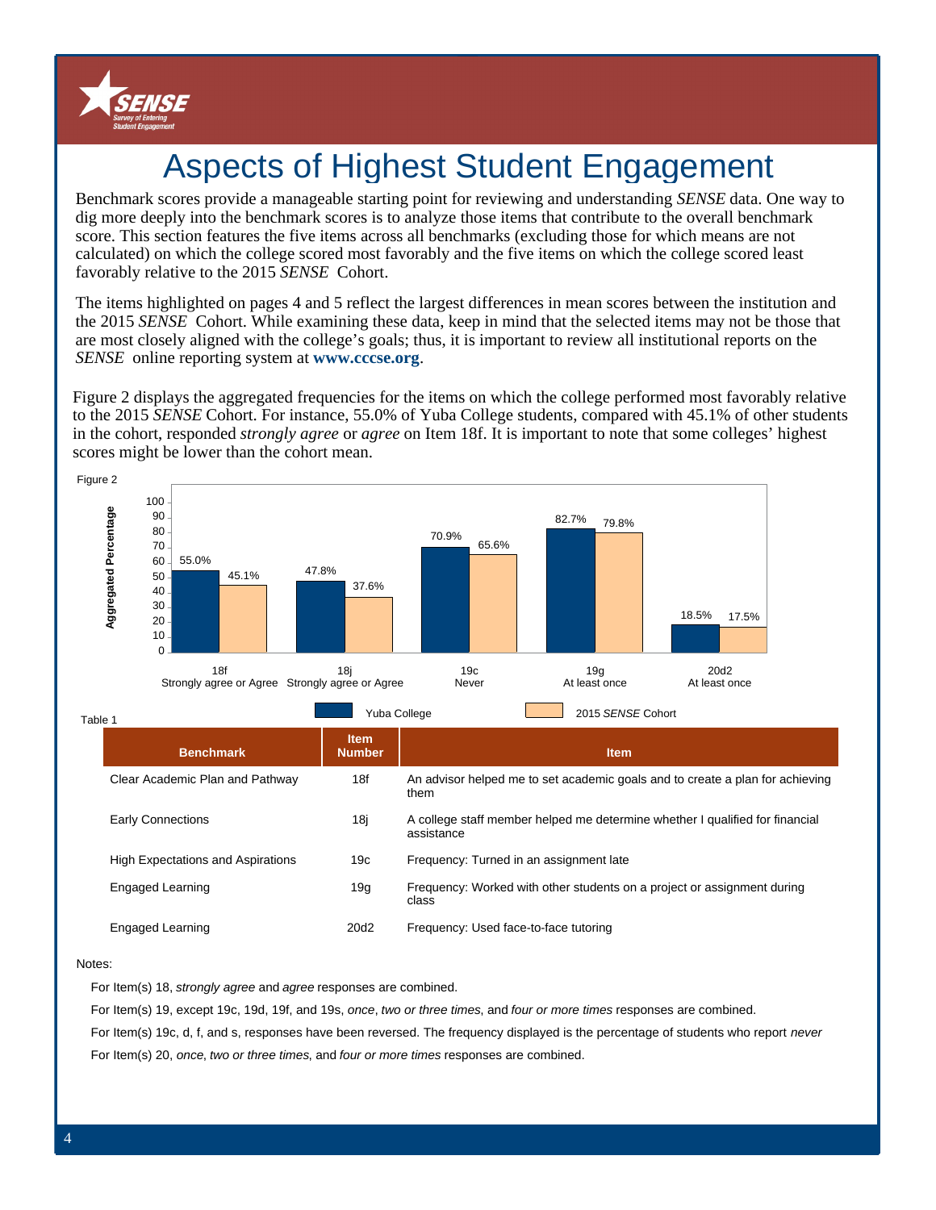# Aspects of Highest Student Engagement

Benchmark scores provide a manageable starting point for reviewing and understanding *SENSE* data. One way to dig more deeply into the benchmark scores is to analyze those items that contribute to the overall benchmark score. This section features the five items across all benchmarks (excluding those for which means are not calculated) on which the college scored most favorably and the five items on which the college scored least favorably relative to the 2015 *SENSE* Cohort.

The items highlighted on pages 4 and 5 reflect the largest differences in mean scores between the institution and the 2015 *SENSE* Cohort. While examining these data, keep in mind that the selected items may not be those that are most closely aligned with the college's goals; thus, it is important to review all institutional reports on the *SENSE* online reporting system at **www.cccse.org**.

Figure 2 displays the aggregated frequencies for the items on which the college performed most favorably relative to the 2015 *SENSE* Cohort. For instance, 55.0% of Yuba College students, compared with 45.1% of other students in the cohort, responded *strongly agree* or *agree* on Item 18f. It is important to note that some colleges' highest scores might be lower than the cohort mean.

Figure 2

| Item | Yuba College | 2015 *SENSE* Cohort |
|---|---|---|
| 18f Strongly agree or Agree | 55.0% | 45.1% |
| 18j Strongly agree or Agree | 47.8% | 37.6% |
| 19c Never | 70.9% | 65.6% |
| 19g At least once | 82.7% | 79.8% |
| 20d2 At least once | 18.5% | 17.5% |

Table 1

| Benchmark | Item Number | Item |
|---|---|---|
| Clear Academic Plan and Pathway | 18f | An advisor helped me to set academic goals and to create a plan for achieving them |
| Early Connections | 18j | A college staff member helped me determine whether I qualified for financial assistance |
| High Expectations and Aspirations | 19c | Frequency: Turned in an assignment late |
| Engaged Learning | 19g | Frequency: Worked with other students on a project or assignment during class |
| Engaged Learning | 20d2 | Frequency: Used face-to-face tutoring |

Notes:

For Item(s) 18, *strongly agree* and *agree* responses are combined.

For Item(s) 19, except 19c, 19d, 19f, and 19s, *once*, *two or three times*, and *four or more times* responses are combined.

For Item(s) 19c, d, f, and s, responses have been reversed. The frequency displayed is the percentage of students who report *never*

For Item(s) 20, *once*, *two or three times*, and *four or more times* responses are combined.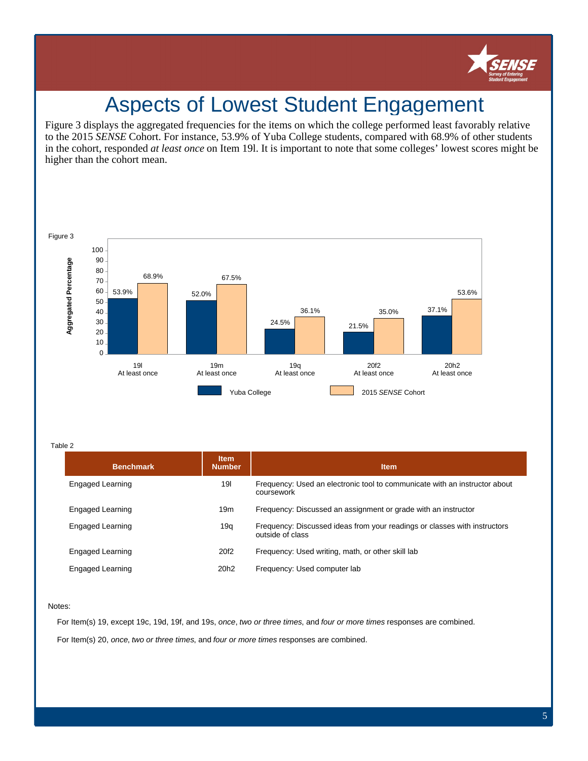# Aspects of Lowest Student Engagement

Figure 3 displays the aggregated frequencies for the items on which the college performed least favorably relative to the 2015 *SENSE* Cohort. For instance, 53.9% of Yuba College students, compared with 68.9% of other students in the cohort, responded *at least once* on Item 19l. It is important to note that some colleges' lowest scores might be higher than the cohort mean.

Figure 3

| Item | Yuba College | 2015 *SENSE* Cohort |
|---|---|---|
| 19l At least once | 53.9% | 68.9% |
| 19m At least once | 52.0% | 67.5% |
| 19q At least once | 24.5% | 36.1% |
| 20f2 At least once | 21.5% | 35.0% |
| 20h2 At least once | 37.1% | 53.6% |

Table 2

| Benchmark | Item Number | Item |
|---|---|---|
| Engaged Learning | 19l | Frequency: Used an electronic tool to communicate with an instructor about coursework |
| Engaged Learning | 19m | Frequency: Discussed an assignment or grade with an instructor |
| Engaged Learning | 19q | Frequency: Discussed ideas from your readings or classes with instructors outside of class |
| Engaged Learning | 20f2 | Frequency: Used writing, math, or other skill lab |
| Engaged Learning | 20h2 | Frequency: Used computer lab |

Notes:

For Item(s) 19, except 19c, 19d, 19f, and 19s, *once*, *two or three times*, and *four or more times* responses are combined.

For Item(s) 20, *once*, *two or three times*, and *four or more times* responses are combined.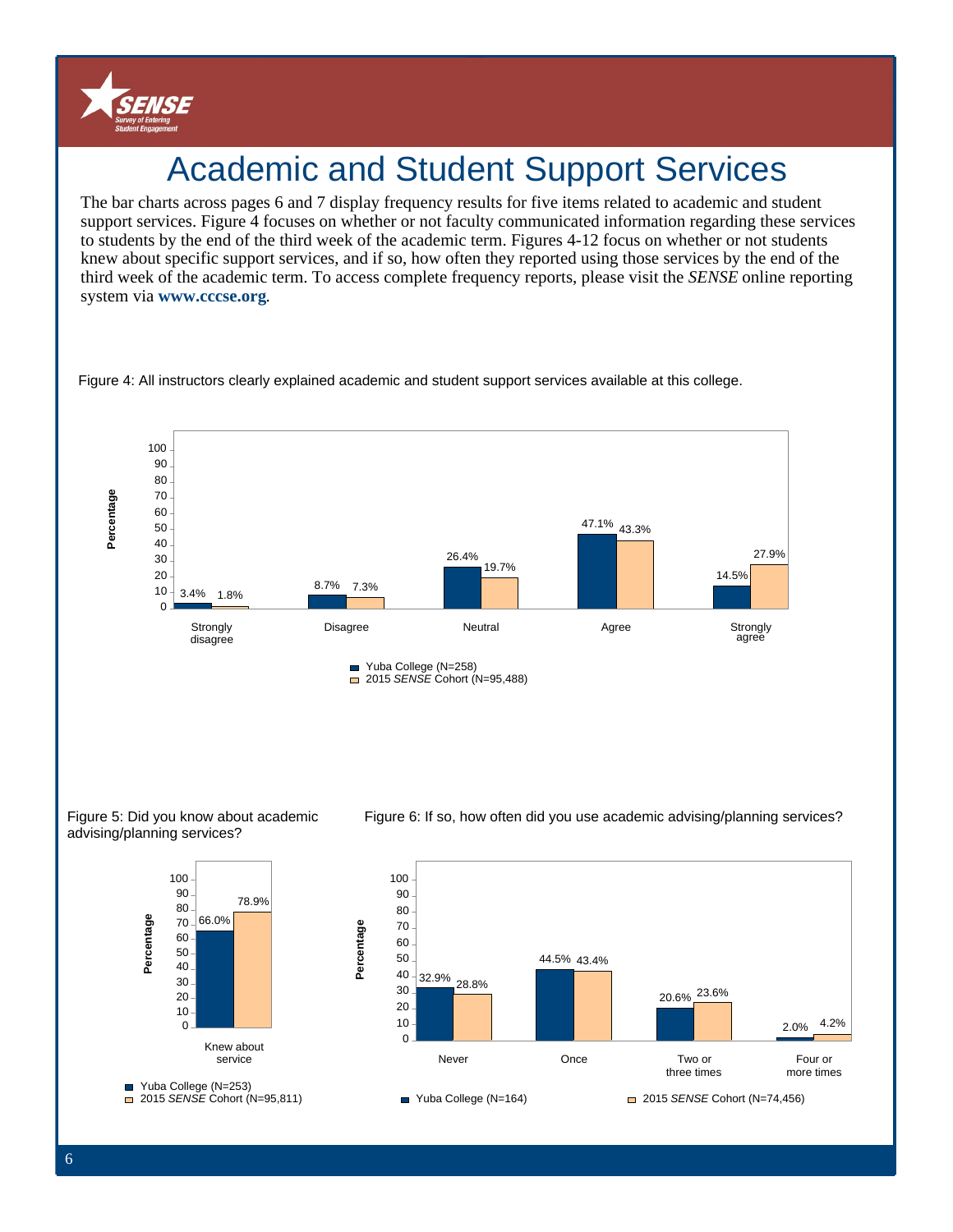# Academic and Student Support Services

The bar charts across pages 6 and 7 display frequency results for five items related to academic and student support services. Figure 4 focuses on whether or not faculty communicated information regarding these services to students by the end of the third week of the academic term. Figures 4-12 focus on whether or not students knew about specific support services, and if so, how often they reported using those services by the end of the third week of the academic term. To access complete frequency reports, please visit the *SENSE* online reporting system via **www.cccse.org**.

Figure 4: All instructors clearly explained academic and student support services available at this college.

| | Strongly disagree | Disagree | Neutral | Agree | Strongly agree |
|---|---|---|---|---|---|
| Yuba College (N=258) | 3.4% | 8.7% | 26.4% | 47.1% | 14.5% |
| 2015 *SENSE* Cohort (N=95,488) | 1.8% | 7.3% | 19.7% | 43.3% | 27.9% |

Figure 5: Did you know about academic advising/planning services?

| | Knew about service |
|---|---|
| Yuba College (N=253) | 66.0% |
| 2015 *SENSE* Cohort (N=95,811) | 78.9% |

Figure 6: If so, how often did you use academic advising/planning services?

| | Never | Once | Two or three times | Four or more times |
|---|---|---|---|---|
| Yuba College (N=164) | 32.9% | 44.5% | 20.6% | 2.0% |
| 2015 *SENSE* Cohort (N=74,456) | 28.8% | 43.4% | 23.6% | 4.2% |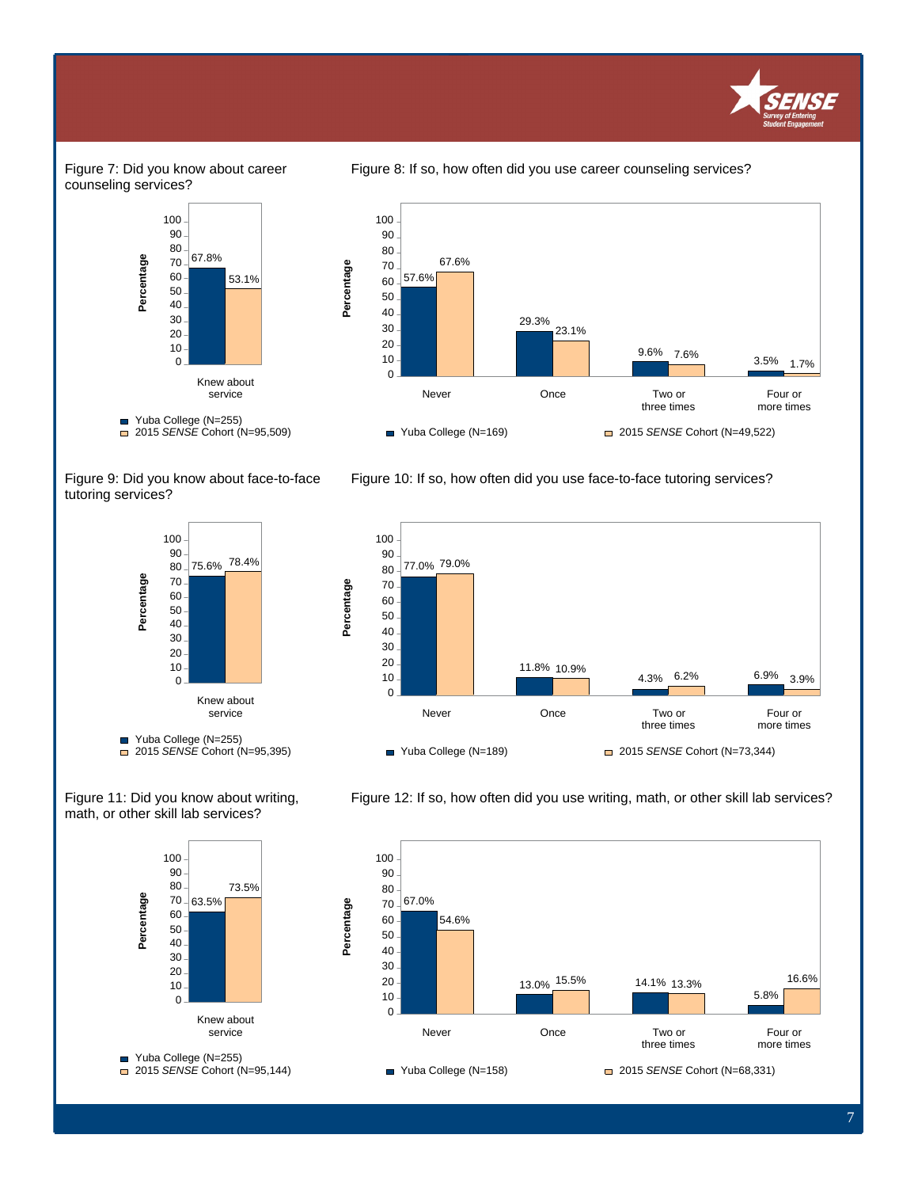Figure 7: Did you know about career counseling services?

| | Yuba College (N=255) | 2015 *SENSE* Cohort (N=95,509) |
|---|---|---|
| Knew about service | 67.8% | 53.1% |

Figure 8: If so, how often did you use career counseling services?

| | Yuba College (N=169) | 2015 *SENSE* Cohort (N=49,522) |
|---|---|---|
| Never | 57.6% | 67.6% |
| Once | 29.3% | 23.1% |
| Two or three times | 9.6% | 7.6% |
| Four or more times | 3.5% | 1.7% |

Figure 9: Did you know about face-to-face tutoring services?

| | Yuba College (N=255) | 2015 *SENSE* Cohort (N=95,395) |
|---|---|---|
| Knew about service | 75.6% | 78.4% |

Figure 10: If so, how often did you use face-to-face tutoring services?

| | Yuba College (N=189) | 2015 *SENSE* Cohort (N=73,344) |
|---|---|---|
| Never | 77.0% | 79.0% |
| Once | 11.8% | 10.9% |
| Two or three times | 4.3% | 6.2% |
| Four or more times | 6.9% | 3.9% |

Figure 11: Did you know about writing, math, or other skill lab services?

| | Yuba College (N=255) | 2015 *SENSE* Cohort (N=95,144) |
|---|---|---|
| Knew about service | 63.5% | 73.5% |

Figure 12: If so, how often did you use writing, math, or other skill lab services?

| | Yuba College (N=158) | 2015 *SENSE* Cohort (N=68,331) |
|---|---|---|
| Never | 67.0% | 54.6% |
| Once | 13.0% | 15.5% |
| Two or three times | 14.1% | 13.3% |
| Four or more times | 5.8% | 16.6% |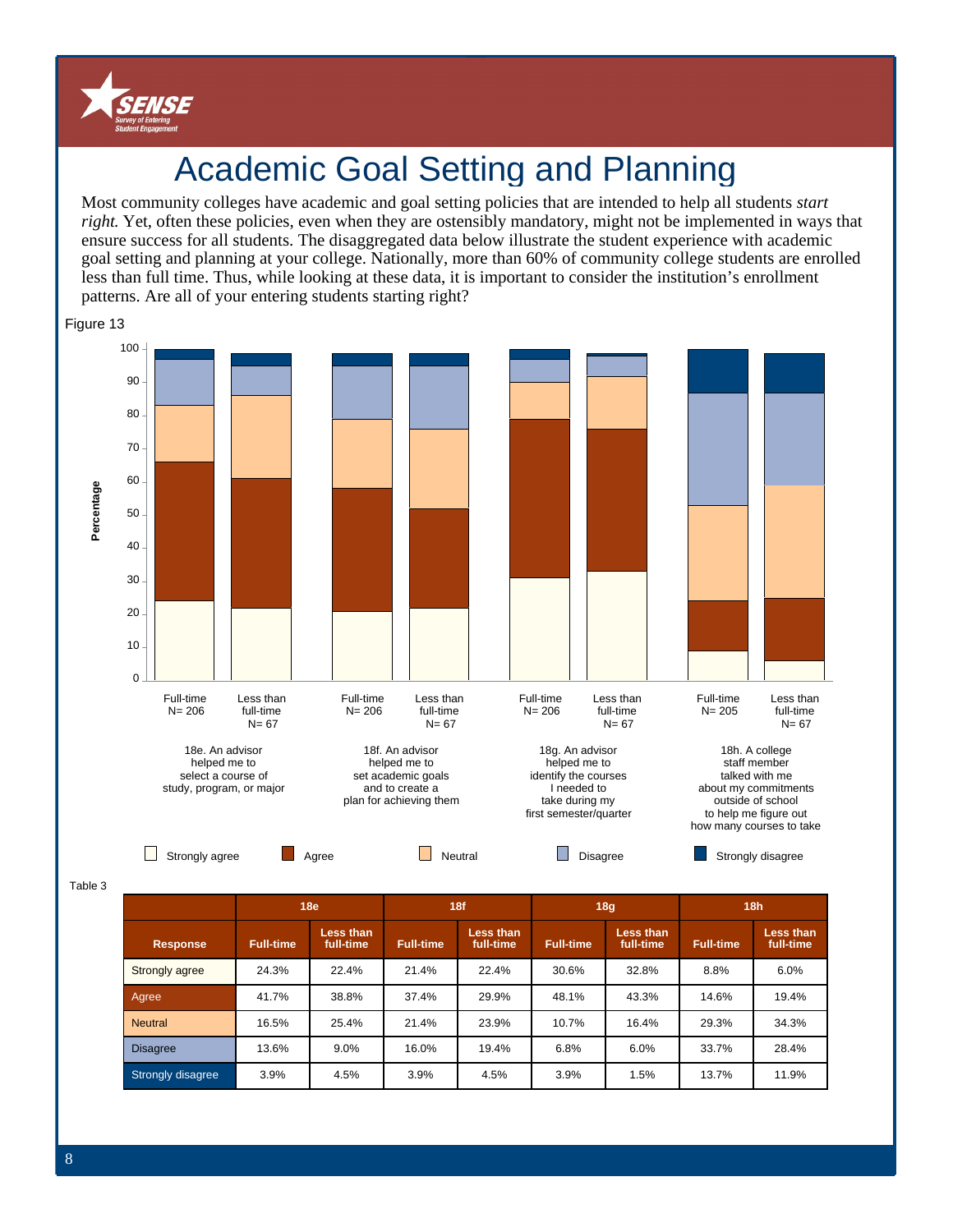SENSE
Survey of Entering Student Engagement

# Academic Goal Setting and Planning

Most community colleges have academic and goal setting policies that are intended to help all students *start right.* Yet, often these policies, even when they are ostensibly mandatory, might not be implemented in ways that ensure success for all students. The disaggregated data below illustrate the student experience with academic goal setting and planning at your college. Nationally, more than 60% of community college students are enrolled less than full time. Thus, while looking at these data, it is important to consider the institution's enrollment patterns. Are all of your entering students starting right?

Figure 13

Percentage

100
90
80
70
60
50
40
30
20
10
0

Full-time N= 206
Less than full-time N= 67
Full-time N= 206
Less than full-time N= 67
Full-time N= 206
Less than full-time N= 67
Full-time N= 205
Less than full-time N= 67

18e. An advisor helped me to select a course of study, program, or major

18f. An advisor helped me to set academic goals and to create a plan for achieving them

18g. An advisor helped me to identify the courses I needed to take during my first semester/quarter

18h. A college staff member talked with me about my commitments outside of school to help me figure out how many courses to take

Strongly agree
Agree
Neutral
Disagree
Strongly disagree

Table 3

| | 18e | | 18f | | 18g | | 18h | |
|---|---|---|---|---|---|---|---|---|
| **Response** | **Full-time** | **Less than full-time** | **Full-time** | **Less than full-time** | **Full-time** | **Less than full-time** | **Full-time** | **Less than full-time** |
| Strongly agree | 24.3% | 22.4% | 21.4% | 22.4% | 30.6% | 32.8% | 8.8% | 6.0% |
| Agree | 41.7% | 38.8% | 37.4% | 29.9% | 48.1% | 43.3% | 14.6% | 19.4% |
| Neutral | 16.5% | 25.4% | 21.4% | 23.9% | 10.7% | 16.4% | 29.3% | 34.3% |
| Disagree | 13.6% | 9.0% | 16.0% | 19.4% | 6.8% | 6.0% | 33.7% | 28.4% |
| Strongly disagree | 3.9% | 4.5% | 3.9% | 4.5% | 3.9% | 1.5% | 13.7% | 11.9% |